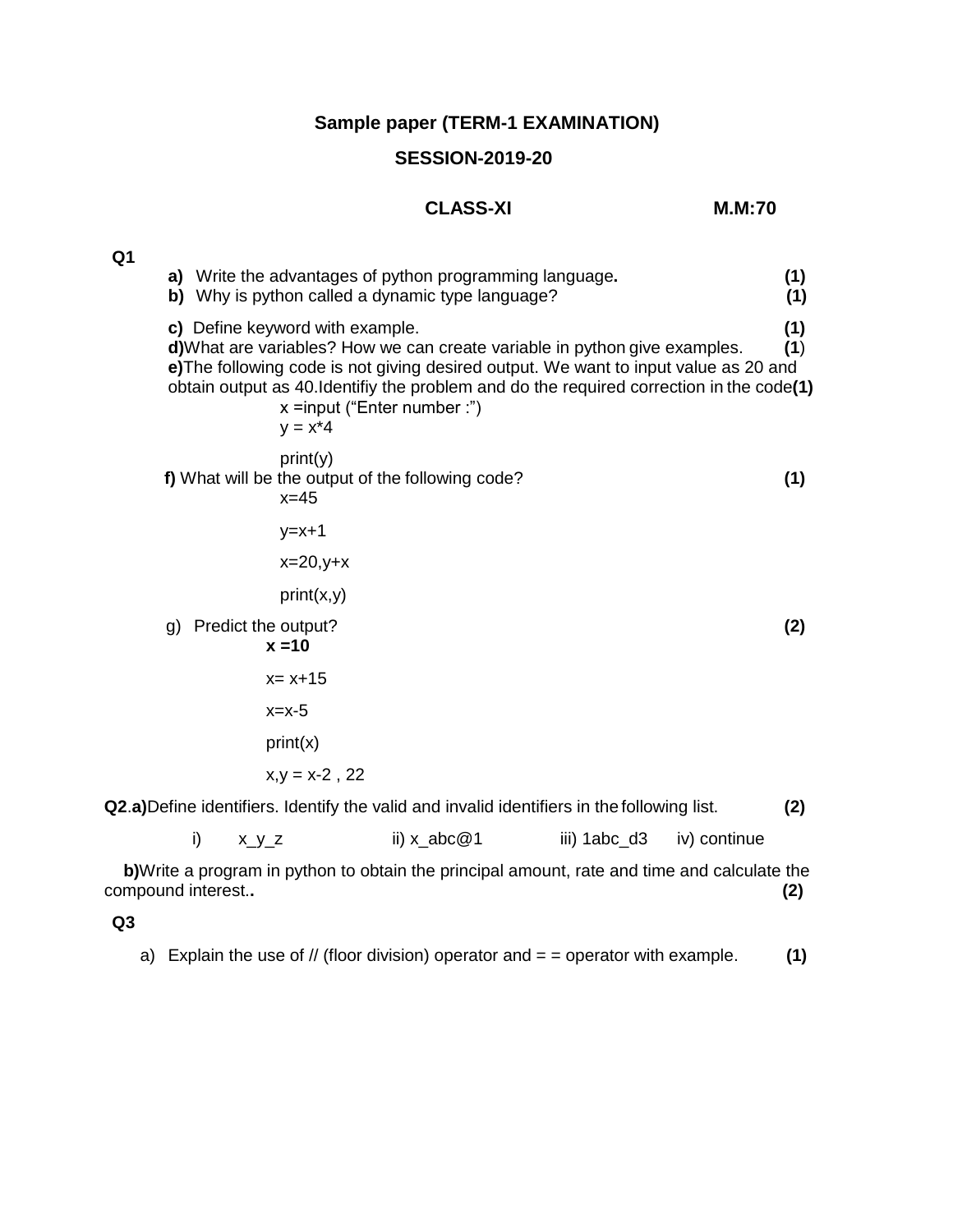# Sample paper (TERM-1 EXAMINATION)

## SESSION-2019-20

**CLASS-XI** **M.M:70**

**Q1**

**a)** Write the advantages of python programming language**.** **(1)**

**b)** Why is python called a dynamic type language? **(1)**

**c)** Define keyword with example. **(1)**

**d)**What are variables? How we can create variable in python give examples. **(1)**

**e)**The following code is not giving desired output. We want to input value as 20 and obtain output as 40.Identifiy the problem and do the required correction in the code**(1)**

```
x =input (“Enter number :”)
y = x*4
print(y)
```

**f)** What will be the output of the following code? **(1)**

```
x=45
y=x+1
x=20,y+x
print(x,y)
```

g) Predict the output? **(2)**

```
x =10
x= x+15
x=x-5
print(x)
x,y = x-2 , 22
```

**Q2**.**a)**Define identifiers. Identify the valid and invalid identifiers in the following list. **(2)**

i) x_y_z ii) x_abc@1 iii) 1abc_d3 iv) continue

**b)**Write a program in python to obtain the principal amount, rate and time and calculate the compound interest.**.** **(2)**

**Q3**

a) Explain the use of // (floor division) operator and = = operator with example. **(1)**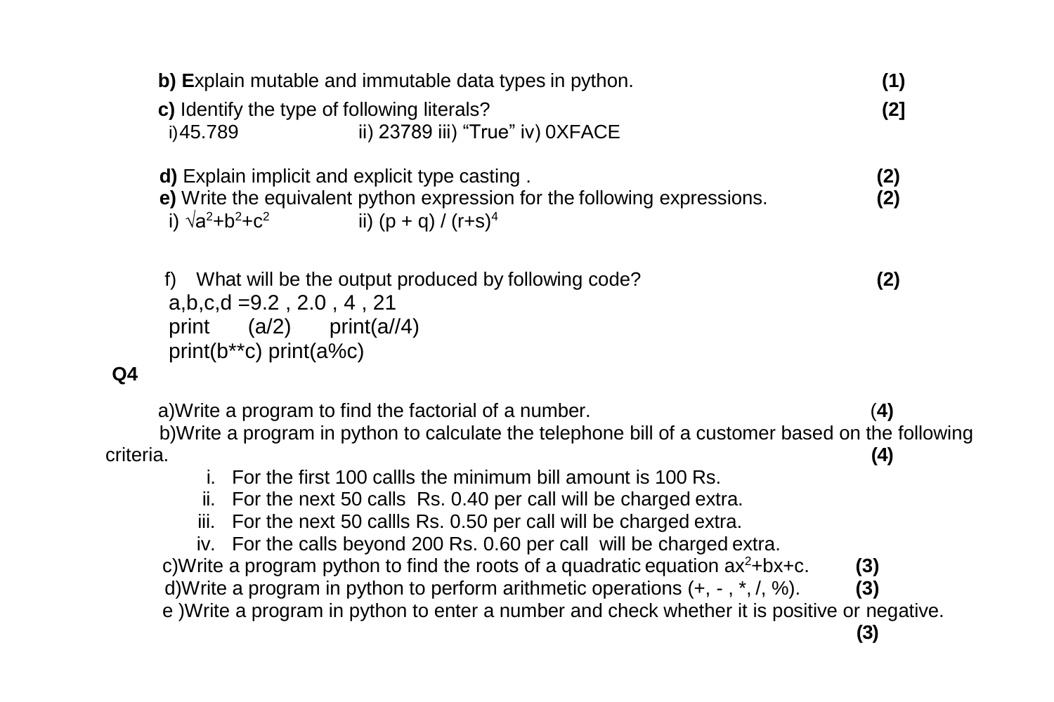**b) E**xplain mutable and immutable data types in python. **(1)**

**c)** Identify the type of following literals? **(2]**

i) 45.789 ii) 23789 iii) “True” iv) 0XFACE

**d)** Explain implicit and explicit type casting . **(2)**

**e)** Write the equivalent python expression for the following expressions. **(2)**

i) $\sqrt{}a^2+b^2+c^2$ ii) $(p + q) / (r+s)^4$

f) What will be the output produced by following code? **(2)**

```
a,b,c,d =9.2 , 2.0 , 4 , 21
print   (a/2)    print(a//4)
print(b**c) print(a%c)
```

**Q4**

a)Write a program to find the factorial of a number. (**4)**

b)Write a program in python to calculate the telephone bill of a customer based on the following criteria. **(4)**

i. For the first 100 callls the minimum bill amount is 100 Rs.
ii. For the next 50 calls Rs. 0.40 per call will be charged extra.
iii. For the next 50 callls Rs. 0.50 per call will be charged extra.
iv. For the calls beyond 200 Rs. 0.60 per call will be charged extra.

c)Write a program python to find the roots of a quadratic equation $ax^2+bx+c$. **(3)**

d)Write a program in python to perform arithmetic operations (+, - , *, /, %). **(3)**

e )Write a program in python to enter a number and check whether it is positive or negative. **(3)**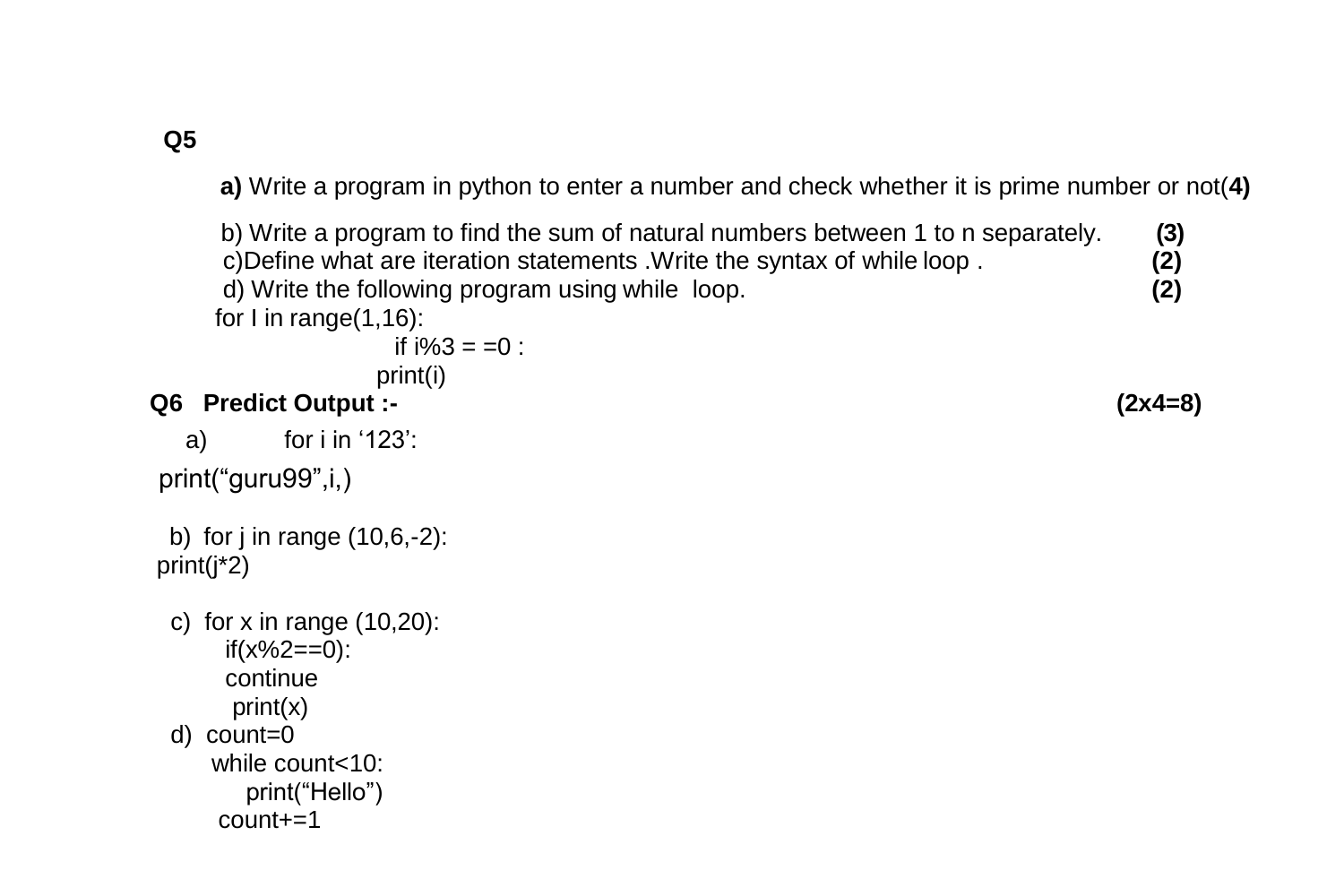**Q5**

**a)** Write a program in python to enter a number and check whether it is prime number or not(**4)**

b) Write a program to find the sum of natural numbers between 1 to n separately. **(3)**

c)Define what are iteration statements .Write the syntax of while loop . **(2)**

d) Write the following program using while loop. **(2)**

```
for I in range(1,16):
        if i%3 = =0 :
       print(i)
```

**Q6 Predict Output :-** **(2x4=8)**

a)
```
for i in '123':
print("guru99",i,)
```

b)
```
for j in range (10,6,-2):
print(j*2)
```

c)
```
for x in range (10,20):
    if(x%2==0):
    continue
     print(x)
```

d)
```
count=0
while count<10:
     print("Hello")
  count+=1
```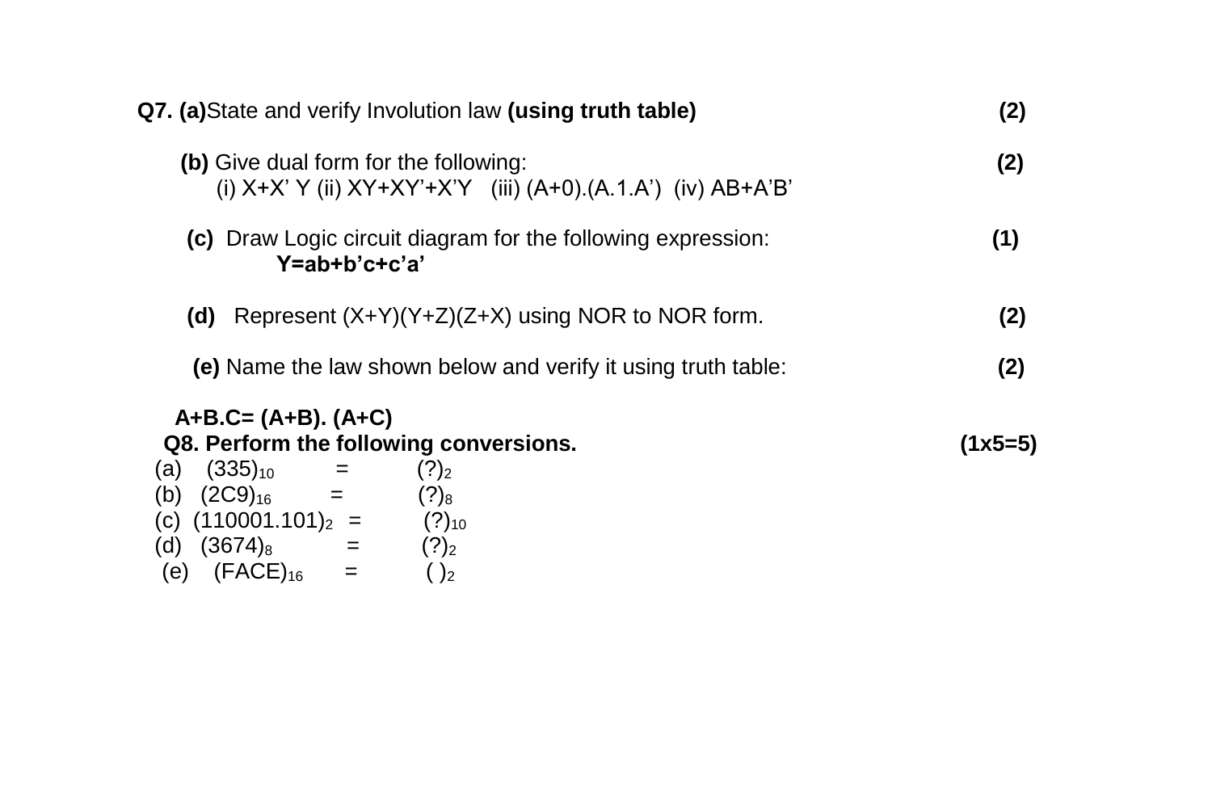**Q7. (a)** State and verify Involution law **(using truth table)** **(2)**

**(b)** Give dual form for the following: **(2)**

(i) X+X' Y (ii) XY+XY'+X'Y (iii) (A+0).(A.1.A') (iv) AB+A'B'

**(c)** Draw Logic circuit diagram for the following expression: **(1)**

**Y=ab+b'c+c'a'**

**(d)** Represent (X+Y)(Y+Z)(Z+X) using NOR to NOR form. **(2)**

**(e)** Name the law shown below and verify it using truth table: **(2)**

**A+B.C= (A+B). (A+C)**

**Q8. Perform the following conversions.** **(1x5=5)**

(a) $(335)_{10}$ = $(?)_2$

(b) $(2C9)_{16}$ = $(?)_8$

(c) $(110001.101)_2$ = $(?)_{10}$

(d) $(3674)_8$ = $(?)_2$

(e) $(FACE)_{16}$ = $(\ )_2$